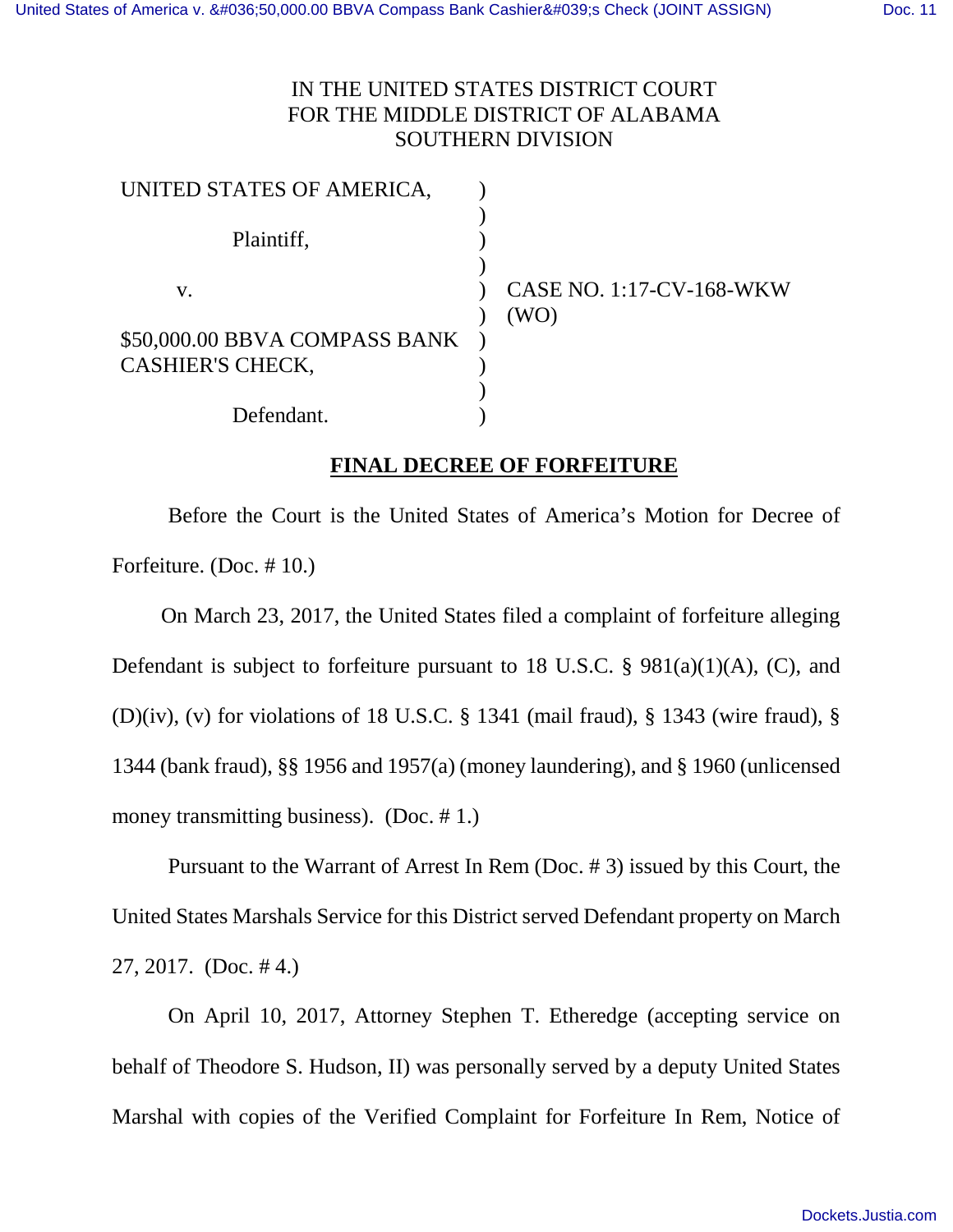IN THE UNITED STATES DISTRICT COURT
FOR THE MIDDLE DISTRICT OF ALABAMA
SOUTHERN DIVISION

| | | |
|---|---|---|
| UNITED STATES OF AMERICA, | ) | |
| | ) | |
| Plaintiff, | ) | |
| | ) | |
| v. | ) | CASE NO. 1:17-CV-168-WKW |
| | ) | (WO) |
| $50,000.00 BBVA COMPASS BANK | ) | |
| CASHIER'S CHECK, | ) | |
| | ) | |
| Defendant. | ) | |

## FINAL DECREE OF FORFEITURE

Before the Court is the United States of America's Motion for Decree of Forfeiture. (Doc. # 10.)

On March 23, 2017, the United States filed a complaint of forfeiture alleging Defendant is subject to forfeiture pursuant to 18 U.S.C. § 981(a)(1)(A), (C), and (D)(iv), (v) for violations of 18 U.S.C. § 1341 (mail fraud), § 1343 (wire fraud), § 1344 (bank fraud), §§ 1956 and 1957(a) (money laundering), and § 1960 (unlicensed money transmitting business). (Doc. # 1.)

Pursuant to the Warrant of Arrest In Rem (Doc. # 3) issued by this Court, the United States Marshals Service for this District served Defendant property on March 27, 2017. (Doc. # 4.)

On April 10, 2017, Attorney Stephen T. Etheredge (accepting service on behalf of Theodore S. Hudson, II) was personally served by a deputy United States Marshal with copies of the Verified Complaint for Forfeiture In Rem, Notice of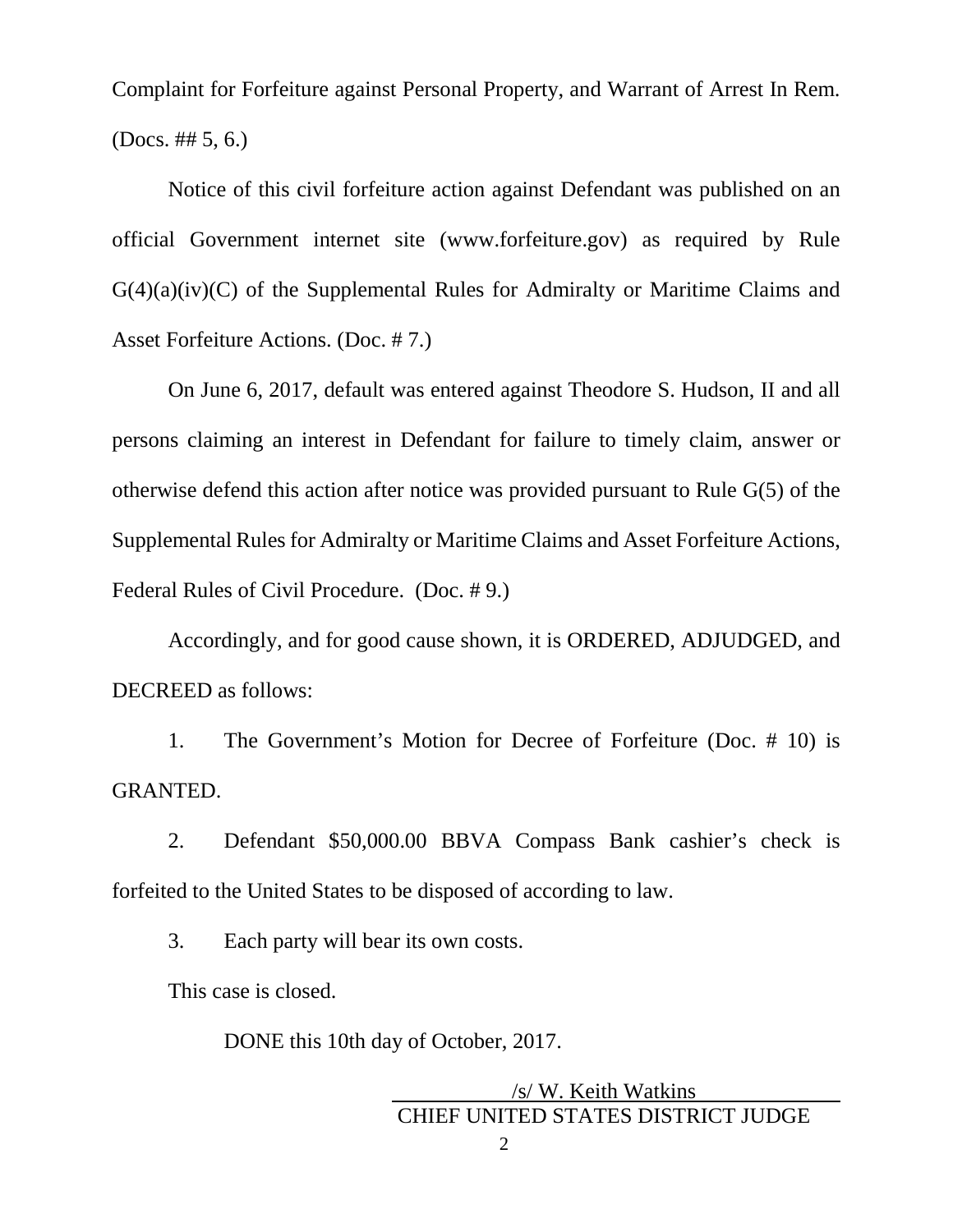Complaint for Forfeiture against Personal Property, and Warrant of Arrest In Rem. (Docs. ## 5, 6.)

Notice of this civil forfeiture action against Defendant was published on an official Government internet site (www.forfeiture.gov) as required by Rule G(4)(a)(iv)(C) of the Supplemental Rules for Admiralty or Maritime Claims and Asset Forfeiture Actions. (Doc. # 7.)

On June 6, 2017, default was entered against Theodore S. Hudson, II and all persons claiming an interest in Defendant for failure to timely claim, answer or otherwise defend this action after notice was provided pursuant to Rule G(5) of the Supplemental Rules for Admiralty or Maritime Claims and Asset Forfeiture Actions, Federal Rules of Civil Procedure. (Doc. # 9.)

Accordingly, and for good cause shown, it is ORDERED, ADJUDGED, and DECREED as follows:

1. The Government's Motion for Decree of Forfeiture (Doc. # 10) is GRANTED.

2. Defendant $50,000.00 BBVA Compass Bank cashier's check is forfeited to the United States to be disposed of according to law.

3. Each party will bear its own costs.

This case is closed.

DONE this 10th day of October, 2017.

/s/ W. Keith Watkins
CHIEF UNITED STATES DISTRICT JUDGE